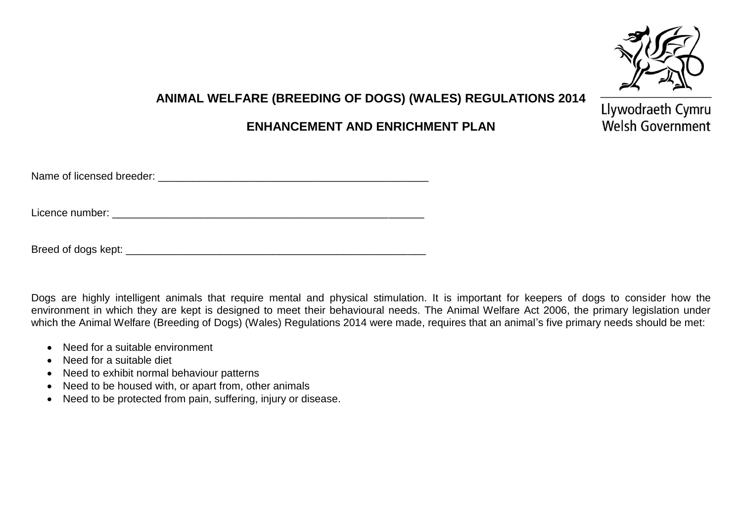Llywodraeth Cymru
Welsh Government

# ANIMAL WELFARE (BREEDING OF DOGS) (WALES) REGULATIONS 2014

## ENHANCEMENT AND ENRICHMENT PLAN

Name of licensed breeder: ________________________________________________

Licence number: ________________________________________________________

Breed of dogs kept: _____________________________________________________

Dogs are highly intelligent animals that require mental and physical stimulation. It is important for keepers of dogs to consider how the environment in which they are kept is designed to meet their behavioural needs. The Animal Welfare Act 2006, the primary legislation under which the Animal Welfare (Breeding of Dogs) (Wales) Regulations 2014 were made, requires that an animal's five primary needs should be met:

- Need for a suitable environment
- Need for a suitable diet
- Need to exhibit normal behaviour patterns
- Need to be housed with, or apart from, other animals
- Need to be protected from pain, suffering, injury or disease.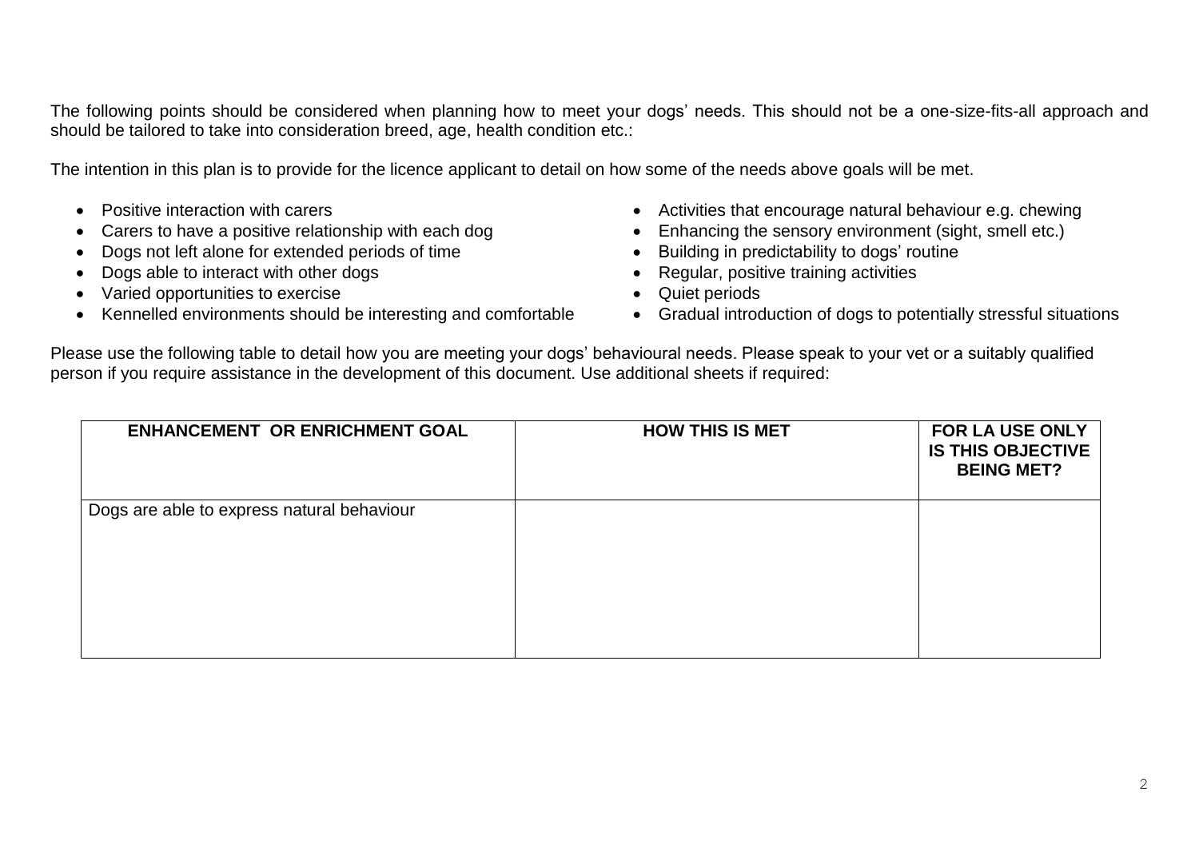The following points should be considered when planning how to meet your dogs' needs. This should not be a one-size-fits-all approach and should be tailored to take into consideration breed, age, health condition etc.:

The intention in this plan is to provide for the licence applicant to detail on how some of the needs above goals will be met.

- Positive interaction with carers
- Carers to have a positive relationship with each dog
- Dogs not left alone for extended periods of time
- Dogs able to interact with other dogs
- Varied opportunities to exercise
- Kennelled environments should be interesting and comfortable
- Activities that encourage natural behaviour e.g. chewing
- Enhancing the sensory environment (sight, smell etc.)
- Building in predictability to dogs' routine
- Regular, positive training activities
- Quiet periods
- Gradual introduction of dogs to potentially stressful situations

Please use the following table to detail how you are meeting your dogs' behavioural needs. Please speak to your vet or a suitably qualified person if you require assistance in the development of this document. Use additional sheets if required:

| ENHANCEMENT OR ENRICHMENT GOAL | HOW THIS IS MET | FOR LA USE ONLY IS THIS OBJECTIVE BEING MET? |
|---|---|---|
| Dogs are able to express natural behaviour | | |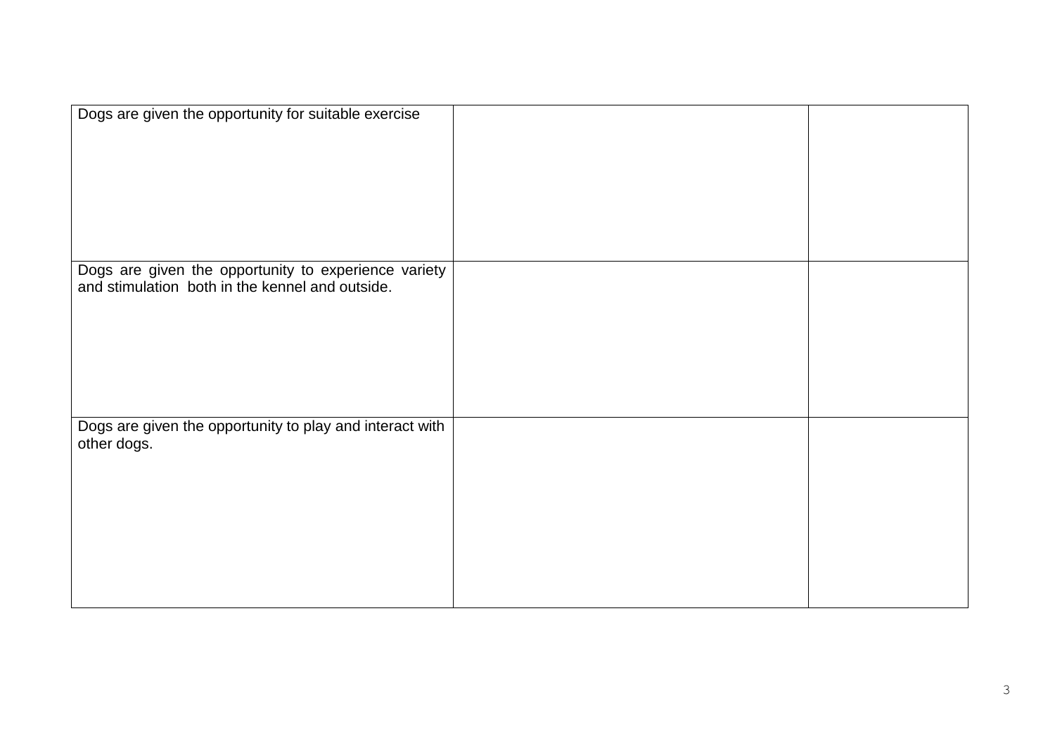| | | |
|---|---|---|
| Dogs are given the opportunity for suitable exercise | | |
| Dogs are given the opportunity to experience variety and stimulation both in the kennel and outside. | | |
| Dogs are given the opportunity to play and interact with other dogs. | | |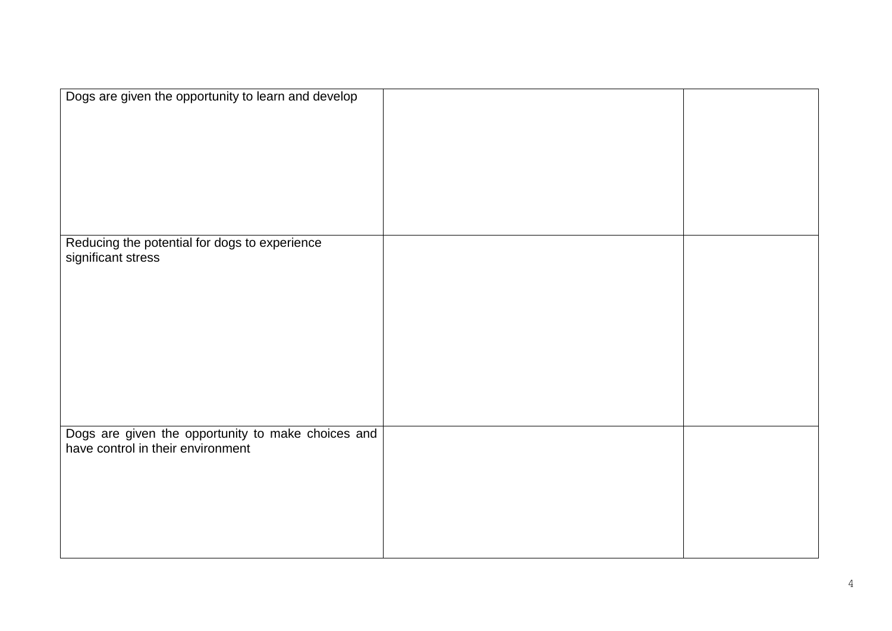| | | |
|---|---|---|
| Dogs are given the opportunity to learn and develop | | |
| Reducing the potential for dogs to experience significant stress | | |
| Dogs are given the opportunity to make choices and have control in their environment | | |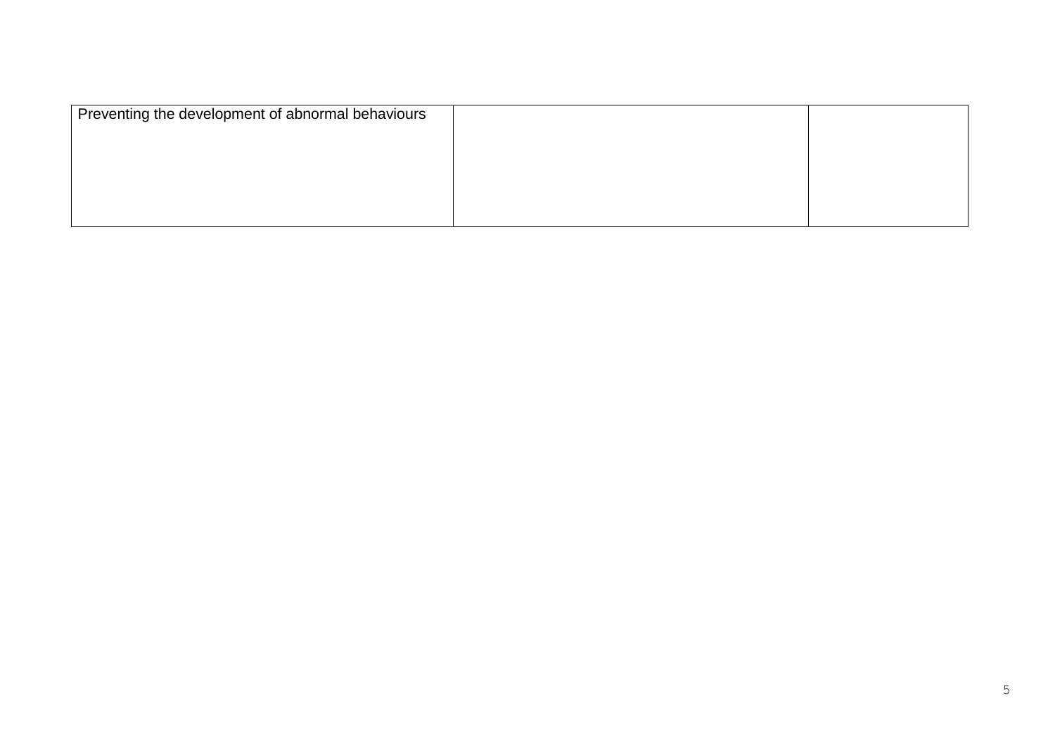| | | |
|---|---|---|
| Preventing the development of abnormal behaviours | | |